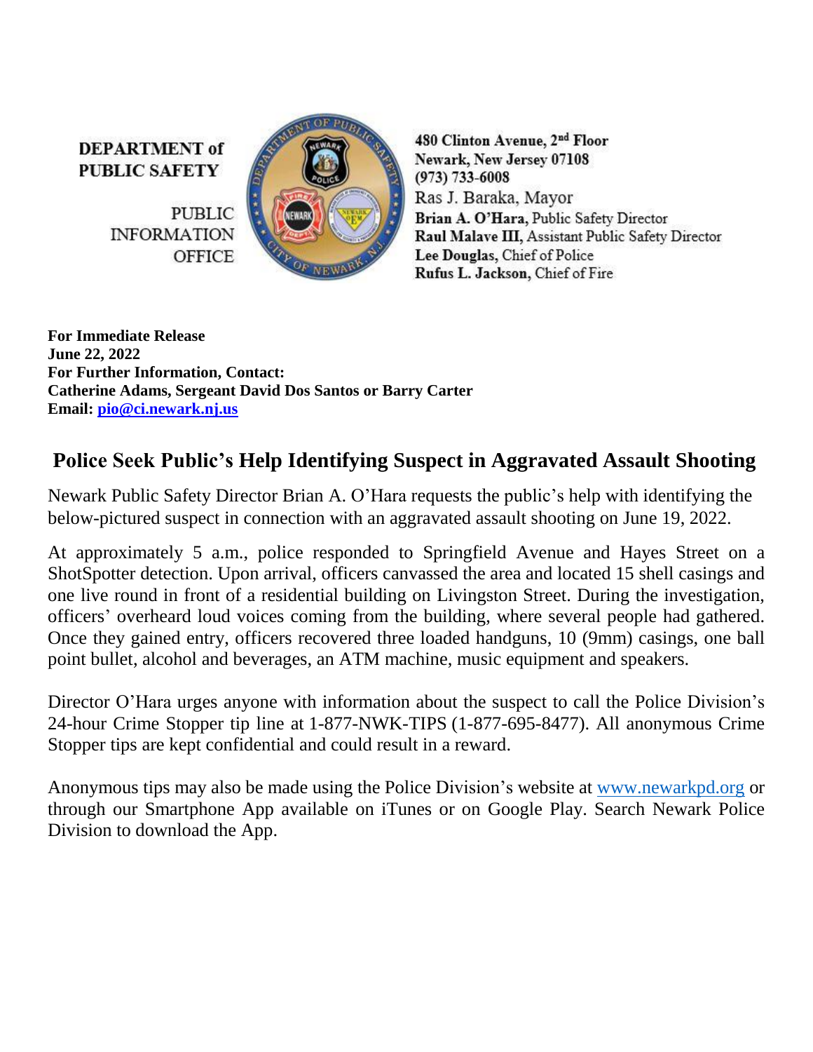**DEPARTMENT of PUBLIC SAFETY**

PUBLIC INFORMATION OFFICE

**480 Clinton Avenue, 2nd Floor**
**Newark, New Jersey 07108**
**(973) 733-6008**
Ras J. Baraka, Mayor
**Brian A. O'Hara,** Public Safety Director
**Raul Malave III,** Assistant Public Safety Director
**Lee Douglas,** Chief of Police
**Rufus L. Jackson,** Chief of Fire

**For Immediate Release**
**June 22, 2022**
**For Further Information, Contact:**
**Catherine Adams, Sergeant David Dos Santos or Barry Carter**
**Email: pio@ci.newark.nj.us**

## Police Seek Public's Help Identifying Suspect in Aggravated Assault Shooting

Newark Public Safety Director Brian A. O'Hara requests the public's help with identifying the below-pictured suspect in connection with an aggravated assault shooting on June 19, 2022.

At approximately 5 a.m., police responded to Springfield Avenue and Hayes Street on a ShotSpotter detection. Upon arrival, officers canvassed the area and located 15 shell casings and one live round in front of a residential building on Livingston Street. During the investigation, officers' overheard loud voices coming from the building, where several people had gathered. Once they gained entry, officers recovered three loaded handguns, 10 (9mm) casings, one ball point bullet, alcohol and beverages, an ATM machine, music equipment and speakers.

Director O'Hara urges anyone with information about the suspect to call the Police Division's 24-hour Crime Stopper tip line at 1-877-NWK-TIPS (1-877-695-8477). All anonymous Crime Stopper tips are kept confidential and could result in a reward.

Anonymous tips may also be made using the Police Division's website at www.newarkpd.org or through our Smartphone App available on iTunes or on Google Play. Search Newark Police Division to download the App.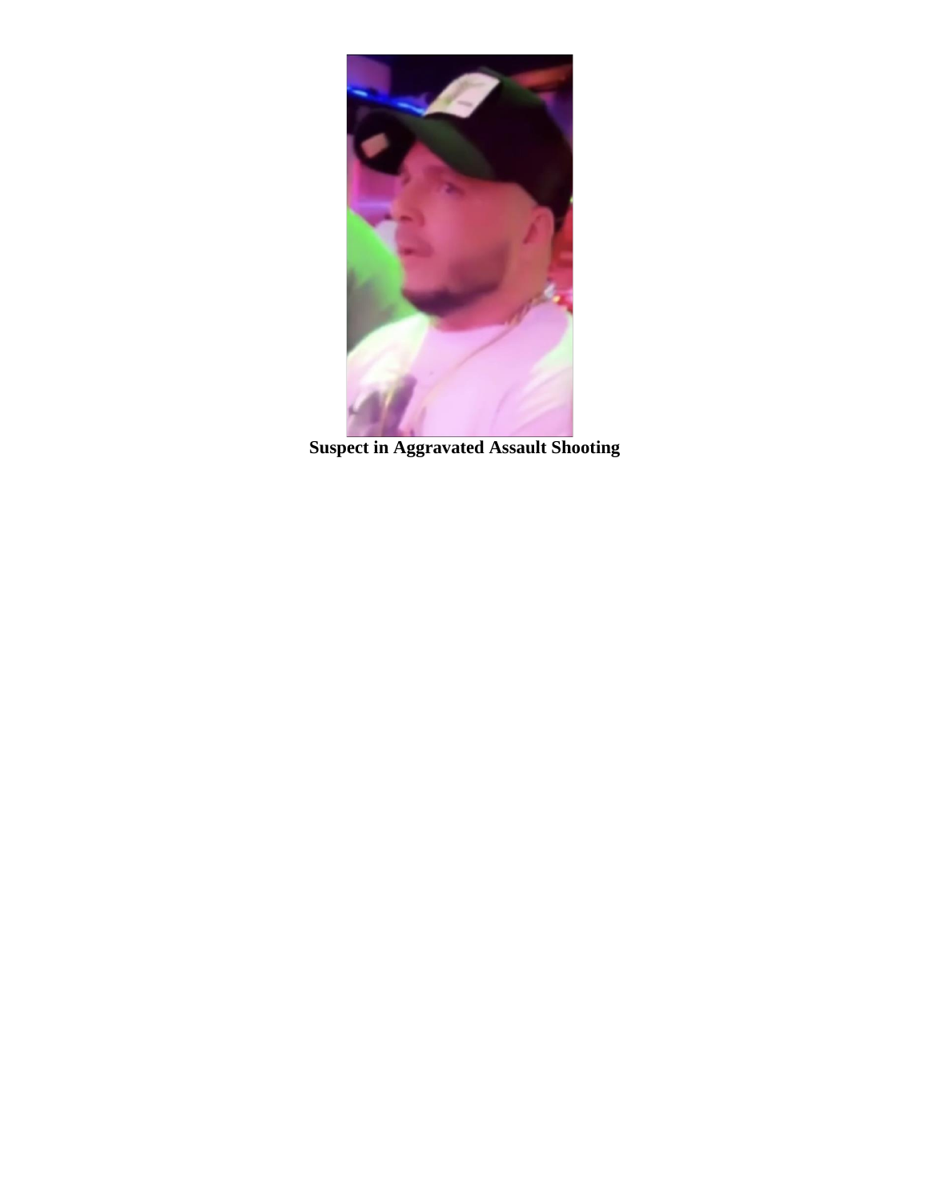**Suspect in Aggravated Assault Shooting**